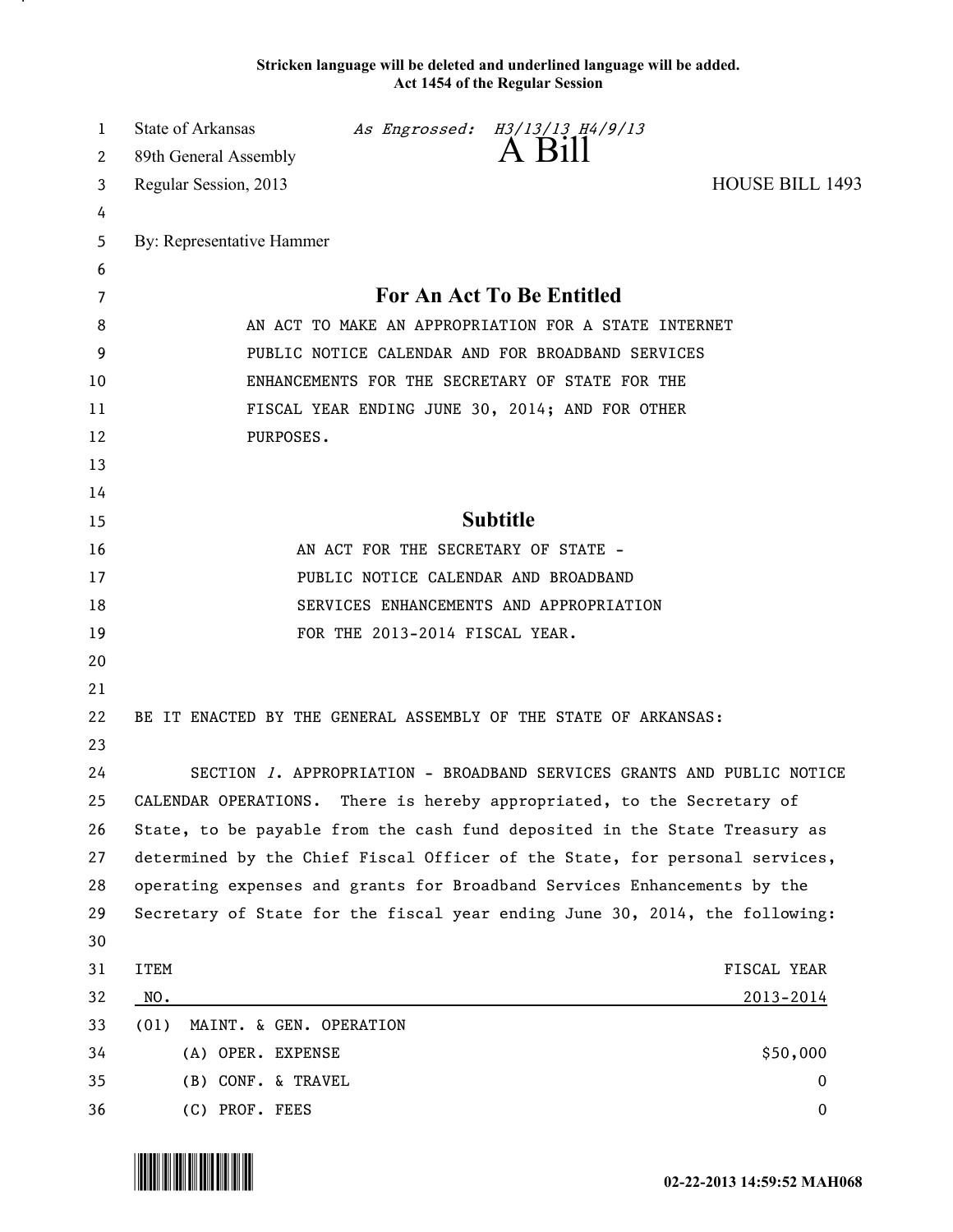**Stricken language will be deleted and underlined language will be added.**
**Act 1454 of the Regular Session**

State of Arkansas *As Engrossed: H3/13/13 H4/9/13*
89th General Assembly
# A Bill
Regular Session, 2013 HOUSE BILL 1493

By: Representative Hammer

## For An Act To Be Entitled

AN ACT TO MAKE AN APPROPRIATION FOR A STATE INTERNET PUBLIC NOTICE CALENDAR AND FOR BROADBAND SERVICES ENHANCEMENTS FOR THE SECRETARY OF STATE FOR THE FISCAL YEAR ENDING JUNE 30, 2014; AND FOR OTHER PURPOSES.

## Subtitle

AN ACT FOR THE SECRETARY OF STATE - PUBLIC NOTICE CALENDAR AND BROADBAND SERVICES ENHANCEMENTS AND APPROPRIATION FOR THE 2013-2014 FISCAL YEAR.

BE IT ENACTED BY THE GENERAL ASSEMBLY OF THE STATE OF ARKANSAS:

SECTION *1*. APPROPRIATION - BROADBAND SERVICES GRANTS AND PUBLIC NOTICE CALENDAR OPERATIONS. There is hereby appropriated, to the Secretary of State, to be payable from the cash fund deposited in the State Treasury as determined by the Chief Fiscal Officer of the State, for personal services, operating expenses and grants for Broadband Services Enhancements by the Secretary of State for the fiscal year ending June 30, 2014, the following:

| ITEM NO. | | FISCAL YEAR 2013-2014 |
|---|---|---|
| (01) | MAINT. & GEN. OPERATION | |
| | (A) OPER. EXPENSE | $50,000 |
| | (B) CONF. & TRAVEL | 0 |
| | (C) PROF. FEES | 0 |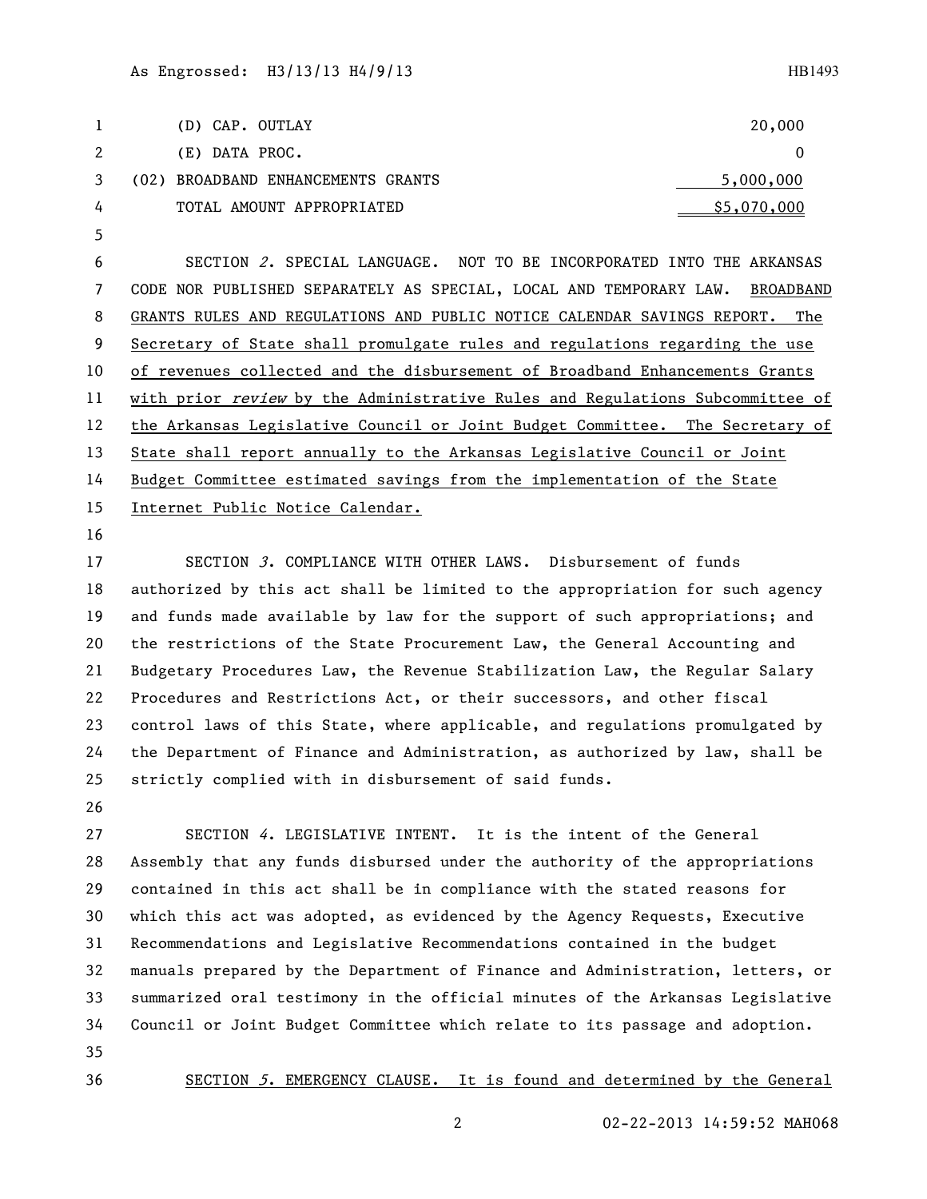| | |
|---|---|
| (D) CAP. OUTLAY | 20,000 |
| (E) DATA PROC. | 0 |
| (02) BROADBAND ENHANCEMENTS GRANTS | 5,000,000 |
| TOTAL AMOUNT APPROPRIATED | $5,070,000 |

SECTION *2*. SPECIAL LANGUAGE. NOT TO BE INCORPORATED INTO THE ARKANSAS CODE NOR PUBLISHED SEPARATELY AS SPECIAL, LOCAL AND TEMPORARY LAW. <u>BROADBAND GRANTS RULES AND REGULATIONS AND PUBLIC NOTICE CALENDAR SAVINGS REPORT. The Secretary of State shall promulgate rules and regulations regarding the use of revenues collected and the disbursement of Broadband Enhancements Grants with prior *review* by the Administrative Rules and Regulations Subcommittee of the Arkansas Legislative Council or Joint Budget Committee. The Secretary of State shall report annually to the Arkansas Legislative Council or Joint Budget Committee estimated savings from the implementation of the State Internet Public Notice Calendar.</u>

SECTION *3*. COMPLIANCE WITH OTHER LAWS. Disbursement of funds authorized by this act shall be limited to the appropriation for such agency and funds made available by law for the support of such appropriations; and the restrictions of the State Procurement Law, the General Accounting and Budgetary Procedures Law, the Revenue Stabilization Law, the Regular Salary Procedures and Restrictions Act, or their successors, and other fiscal control laws of this State, where applicable, and regulations promulgated by the Department of Finance and Administration, as authorized by law, shall be strictly complied with in disbursement of said funds.

SECTION *4*. LEGISLATIVE INTENT. It is the intent of the General Assembly that any funds disbursed under the authority of the appropriations contained in this act shall be in compliance with the stated reasons for which this act was adopted, as evidenced by the Agency Requests, Executive Recommendations and Legislative Recommendations contained in the budget manuals prepared by the Department of Finance and Administration, letters, or summarized oral testimony in the official minutes of the Arkansas Legislative Council or Joint Budget Committee which relate to its passage and adoption.

<u>SECTION *5*. EMERGENCY CLAUSE. It is found and determined by the General</u>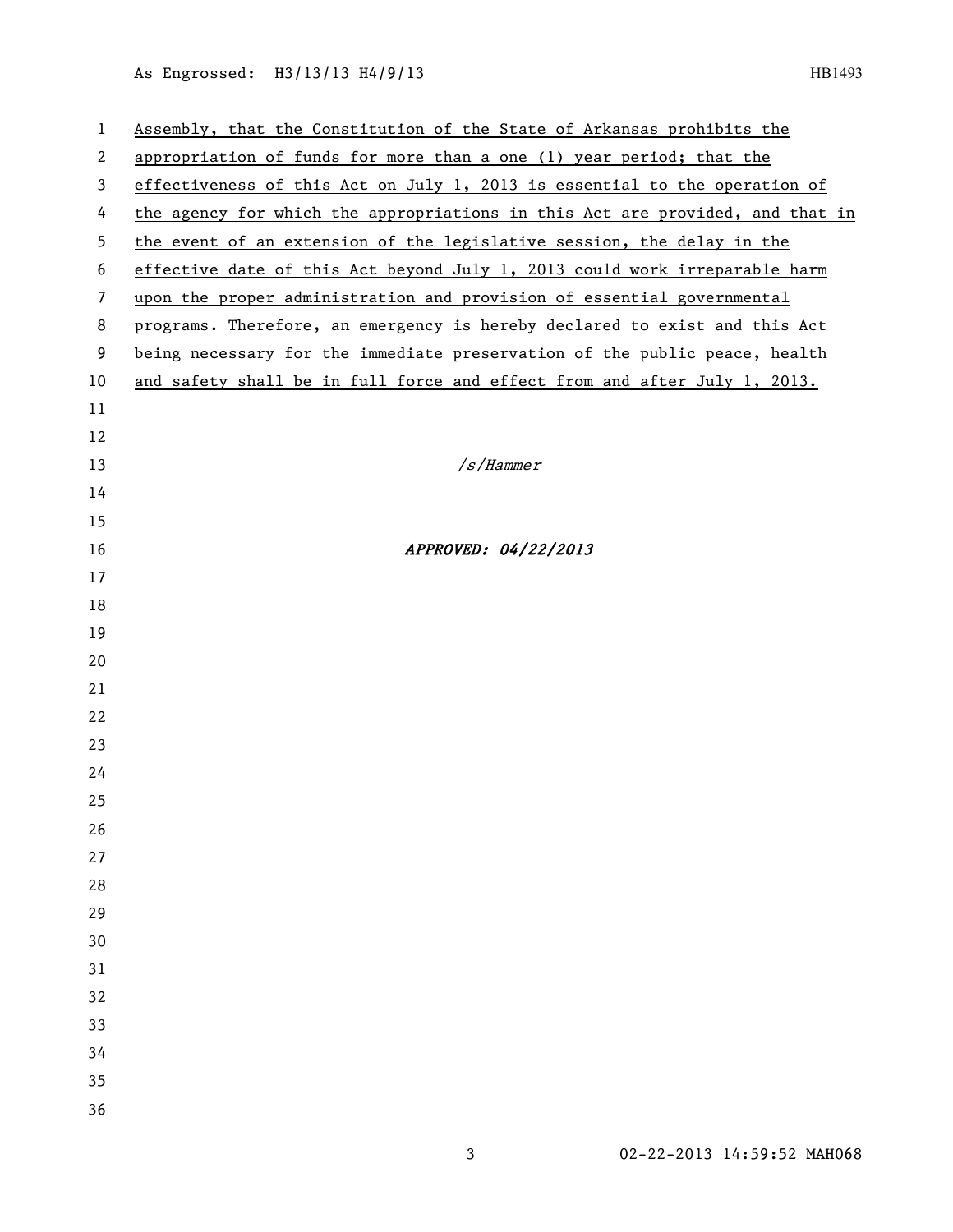Assembly, that the Constitution of the State of Arkansas prohibits the appropriation of funds for more than a one (1) year period; that the effectiveness of this Act on July 1, 2013 is essential to the operation of the agency for which the appropriations in this Act are provided, and that in the event of an extension of the legislative session, the delay in the effective date of this Act beyond July 1, 2013 could work irreparable harm upon the proper administration and provision of essential governmental programs. Therefore, an emergency is hereby declared to exist and this Act being necessary for the immediate preservation of the public peace, health and safety shall be in full force and effect from and after July 1, 2013.

*/s/Hammer*

***APPROVED: 04/22/2013***